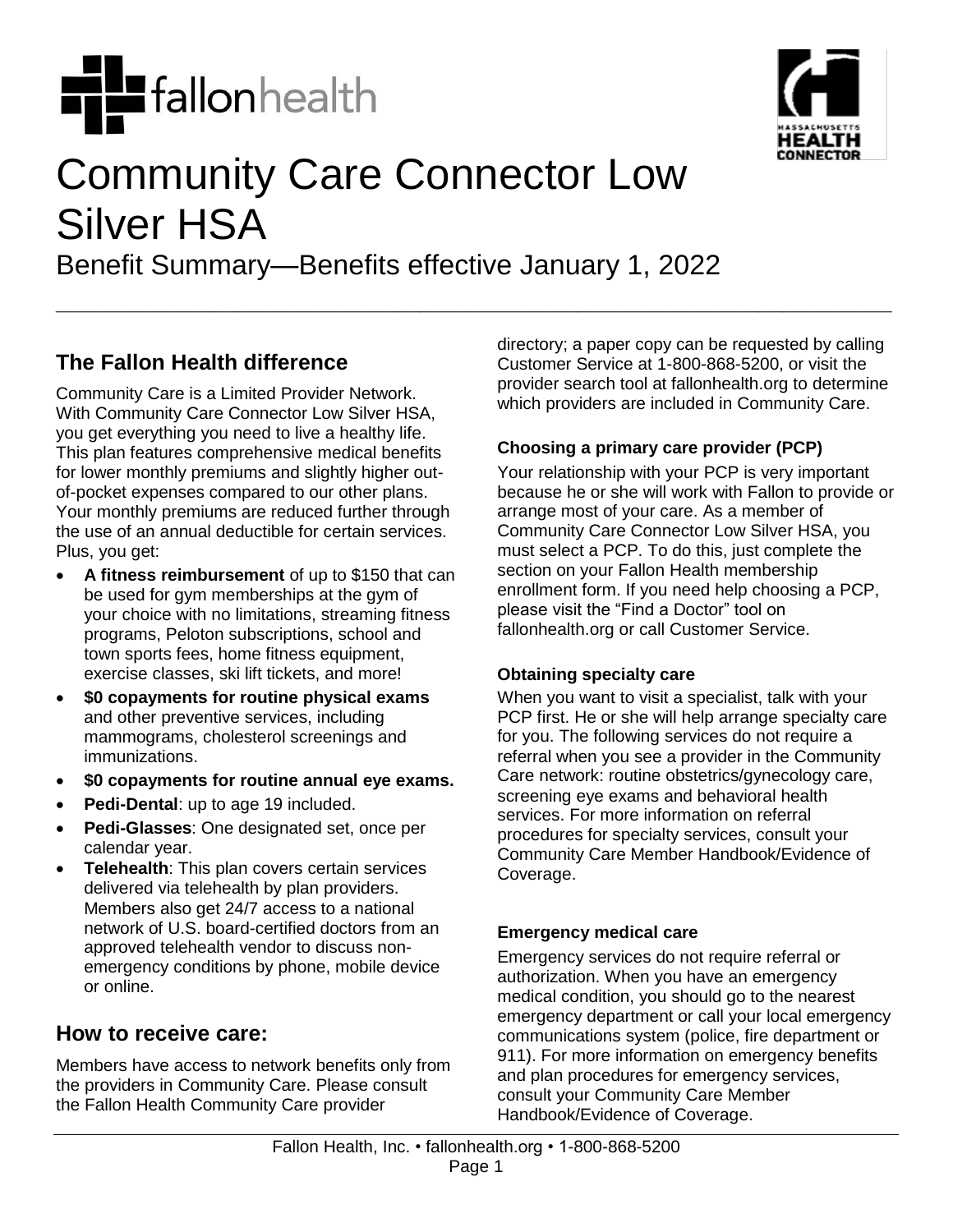# Community Care Connector Low Silver HSA

Benefit Summary—Benefits effective January 1, 2022

## The Fallon Health difference

Community Care is a Limited Provider Network. With Community Care Connector Low Silver HSA, you get everything you need to live a healthy life. This plan features comprehensive medical benefits for lower monthly premiums and slightly higher out-of-pocket expenses compared to our other plans. Your monthly premiums are reduced further through the use of an annual deductible for certain services. Plus, you get:

- **A fitness reimbursement** of up to $150 that can be used for gym memberships at the gym of your choice with no limitations, streaming fitness programs, Peloton subscriptions, school and town sports fees, home fitness equipment, exercise classes, ski lift tickets, and more!
- **$0 copayments for routine physical exams** and other preventive services, including mammograms, cholesterol screenings and immunizations.
- **$0 copayments for routine annual eye exams.**
- **Pedi-Dental**: up to age 19 included.
- **Pedi-Glasses**: One designated set, once per calendar year.
- **Telehealth**: This plan covers certain services delivered via telehealth by plan providers. Members also get 24/7 access to a national network of U.S. board-certified doctors from an approved telehealth vendor to discuss non-emergency conditions by phone, mobile device or online.

## How to receive care:

Members have access to network benefits only from the providers in Community Care. Please consult the Fallon Health Community Care provider directory; a paper copy can be requested by calling Customer Service at 1-800-868-5200, or visit the provider search tool at fallonhealth.org to determine which providers are included in Community Care.

### Choosing a primary care provider (PCP)

Your relationship with your PCP is very important because he or she will work with Fallon to provide or arrange most of your care. As a member of Community Care Connector Low Silver HSA, you must select a PCP. To do this, just complete the section on your Fallon Health membership enrollment form. If you need help choosing a PCP, please visit the "Find a Doctor" tool on fallonhealth.org or call Customer Service.

### Obtaining specialty care

When you want to visit a specialist, talk with your PCP first. He or she will help arrange specialty care for you. The following services do not require a referral when you see a provider in the Community Care network: routine obstetrics/gynecology care, screening eye exams and behavioral health services. For more information on referral procedures for specialty services, consult your Community Care Member Handbook/Evidence of Coverage.

### Emergency medical care

Emergency services do not require referral or authorization. When you have an emergency medical condition, you should go to the nearest emergency department or call your local emergency communications system (police, fire department or 911). For more information on emergency benefits and plan procedures for emergency services, consult your Community Care Member Handbook/Evidence of Coverage.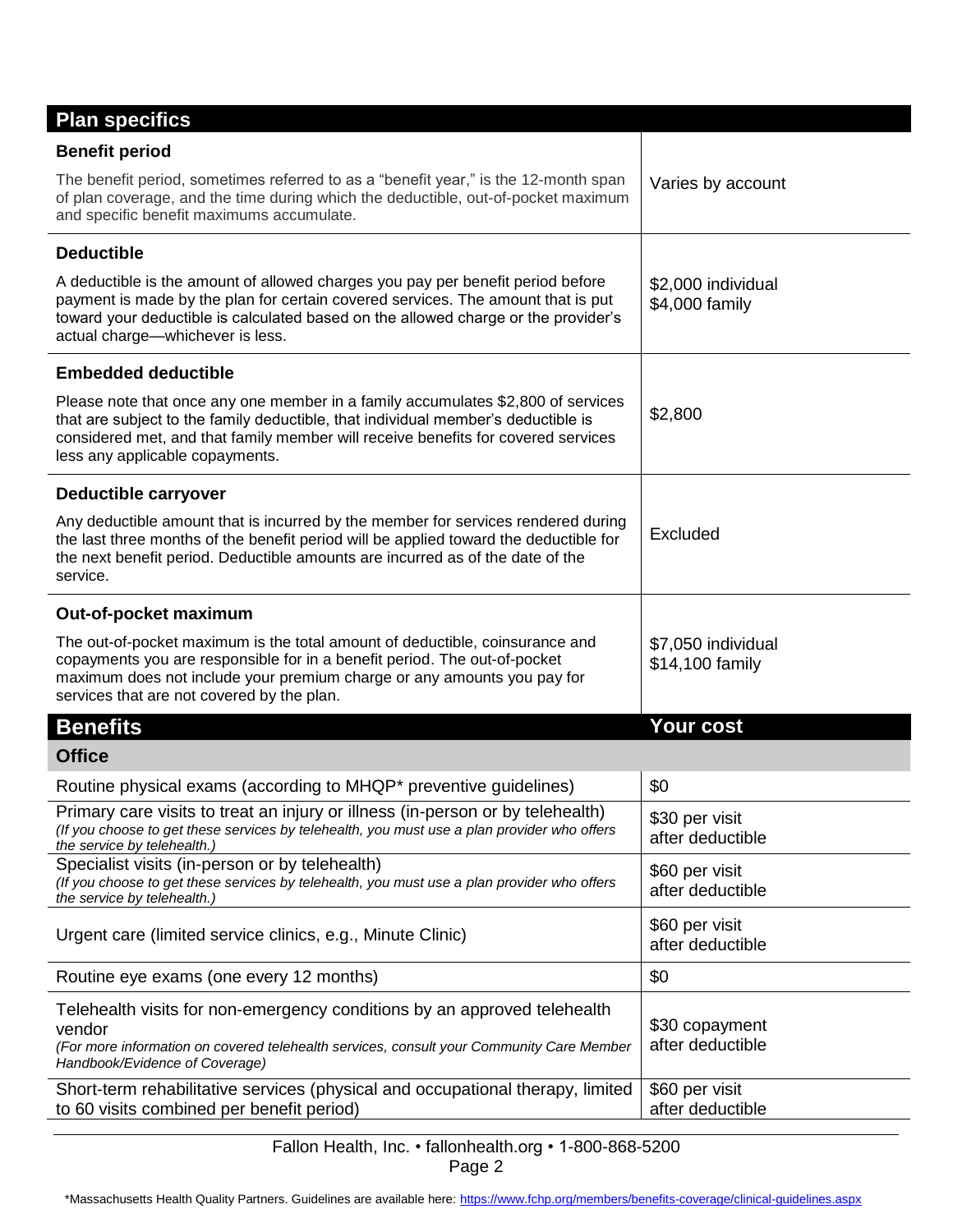| Plan specifics | |
|---|---|
| **Benefit period**<br>The benefit period, sometimes referred to as a "benefit year," is the 12-month span of plan coverage, and the time during which the deductible, out-of-pocket maximum and specific benefit maximums accumulate. | Varies by account |
| **Deductible**<br>A deductible is the amount of allowed charges you pay per benefit period before payment is made by the plan for certain covered services. The amount that is put toward your deductible is calculated based on the allowed charge or the provider's actual charge—whichever is less. | $2,000 individual<br>$4,000 family |
| **Embedded deductible**<br>Please note that once any one member in a family accumulates $2,800 of services that are subject to the family deductible, that individual member's deductible is considered met, and that family member will receive benefits for covered services less any applicable copayments. | $2,800 |
| **Deductible carryover**<br>Any deductible amount that is incurred by the member for services rendered during the last three months of the benefit period will be applied toward the deductible for the next benefit period. Deductible amounts are incurred as of the date of the service. | Excluded |
| **Out-of-pocket maximum**<br>The out-of-pocket maximum is the total amount of deductible, coinsurance and copayments you are responsible for in a benefit period. The out-of-pocket maximum does not include your premium charge or any amounts you pay for services that are not covered by the plan. | $7,050 individual<br>$14,100 family |

| Benefits | Your cost |
|---|---|
| **Office** | |
| Routine physical exams (according to MHQP* preventive guidelines) | $0 |
| Primary care visits to treat an injury or illness (in-person or by telehealth)<br>*(If you choose to get these services by telehealth, you must use a plan provider who offers the service by telehealth.)* | $30 per visit after deductible |
| Specialist visits (in-person or by telehealth)<br>*(If you choose to get these services by telehealth, you must use a plan provider who offers the service by telehealth.)* | $60 per visit after deductible |
| Urgent care (limited service clinics, e.g., Minute Clinic) | $60 per visit after deductible |
| Routine eye exams (one every 12 months) | $0 |
| Telehealth visits for non-emergency conditions by an approved telehealth vendor<br>*(For more information on covered telehealth services, consult your Community Care Member Handbook/Evidence of Coverage)* | $30 copayment after deductible |
| Short-term rehabilitative services (physical and occupational therapy, limited to 60 visits combined per benefit period) | $60 per visit after deductible |

Fallon Health, Inc. • fallonhealth.org • 1-800-868-5200

*Massachusetts Health Quality Partners. Guidelines are available here: https://www.fchp.org/members/benefits-coverage/clinical-guidelines.aspx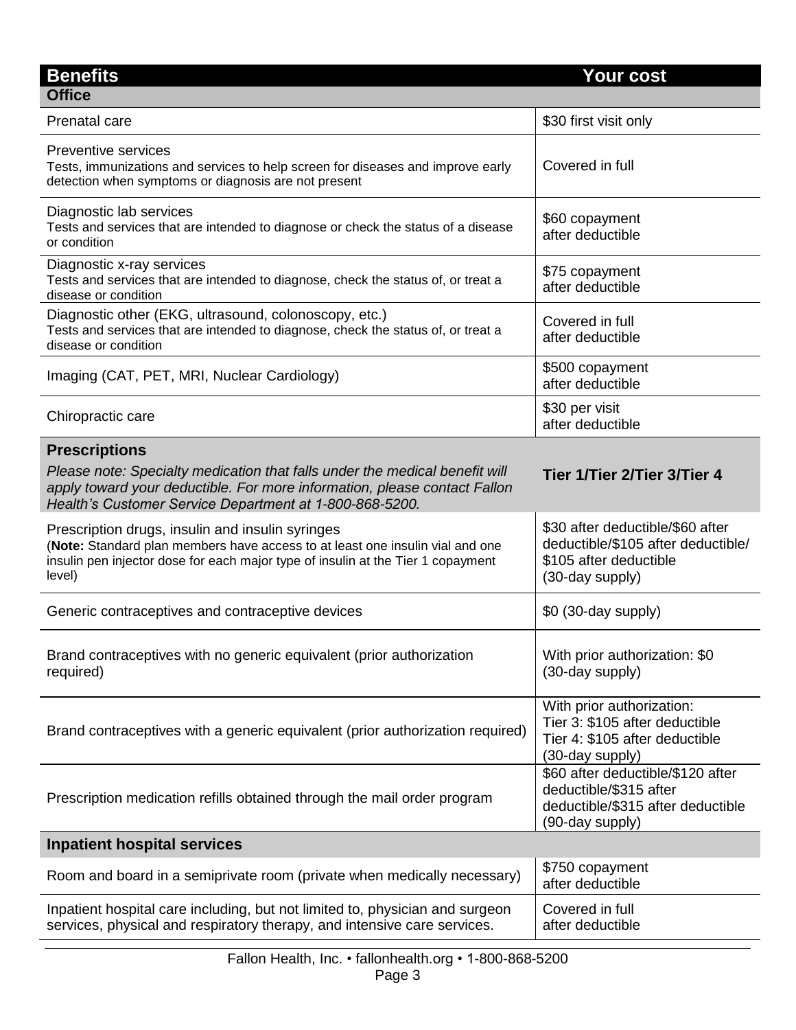| Benefits | Your cost |
|---|---|
| **Office** | |
| Prenatal care | $30 first visit only |
| Preventive services<br>Tests, immunizations and services to help screen for diseases and improve early detection when symptoms or diagnosis are not present | Covered in full |
| Diagnostic lab services<br>Tests and services that are intended to diagnose or check the status of a disease or condition | $60 copayment after deductible |
| Diagnostic x-ray services<br>Tests and services that are intended to diagnose, check the status of, or treat a disease or condition | $75 copayment after deductible |
| Diagnostic other (EKG, ultrasound, colonoscopy, etc.)<br>Tests and services that are intended to diagnose, check the status of, or treat a disease or condition | Covered in full after deductible |
| Imaging (CAT, PET, MRI, Nuclear Cardiology) | $500 copayment after deductible |
| Chiropractic care | $30 per visit after deductible |
| **Prescriptions**<br>*Please note: Specialty medication that falls under the medical benefit will apply toward your deductible. For more information, please contact Fallon Health's Customer Service Department at 1-800-868-5200.* | **Tier 1/Tier 2/Tier 3/Tier 4** |
| Prescription drugs, insulin and insulin syringes<br>(**Note:** Standard plan members have access to at least one insulin vial and one insulin pen injector dose for each major type of insulin at the Tier 1 copayment level) | $30 after deductible/$60 after deductible/$105 after deductible/ $105 after deductible (30-day supply) |
| Generic contraceptives and contraceptive devices | $0 (30-day supply) |
| Brand contraceptives with no generic equivalent (prior authorization required) | With prior authorization: $0 (30-day supply) |
| Brand contraceptives with a generic equivalent (prior authorization required) | With prior authorization:<br>Tier 3: $105 after deductible<br>Tier 4: $105 after deductible<br>(30-day supply) |
| Prescription medication refills obtained through the mail order program | $60 after deductible/$120 after deductible/$315 after deductible/$315 after deductible (90-day supply) |
| **Inpatient hospital services** | |
| Room and board in a semiprivate room (private when medically necessary) | $750 copayment after deductible |
| Inpatient hospital care including, but not limited to, physician and surgeon services, physical and respiratory therapy, and intensive care services. | Covered in full after deductible |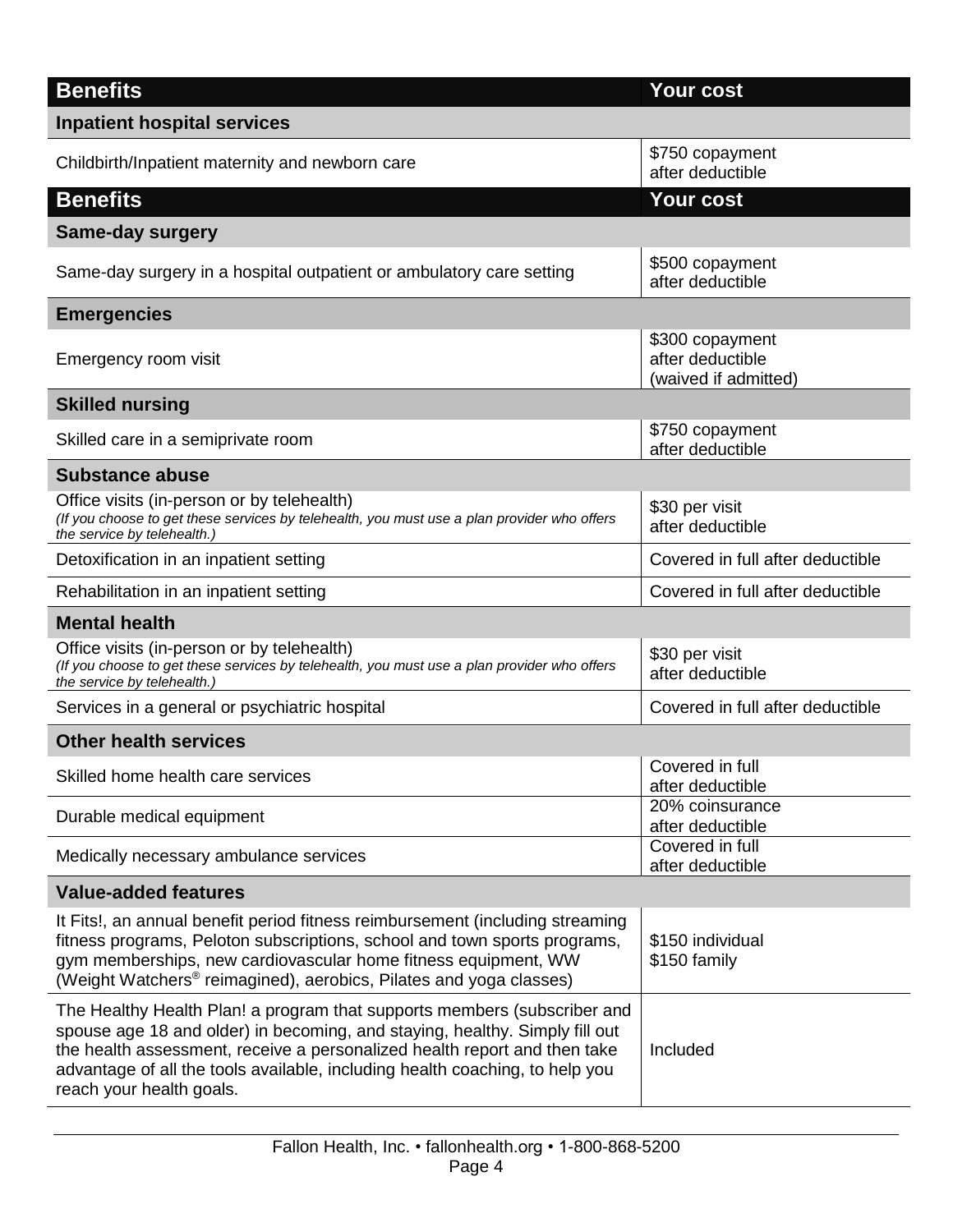| Benefits | Your cost |
|---|---|
| **Inpatient hospital services** | |
| Childbirth/Inpatient maternity and newborn care | $750 copayment after deductible |

| Benefits | Your cost |
|---|---|
| **Same-day surgery** | |
| Same-day surgery in a hospital outpatient or ambulatory care setting | $500 copayment after deductible |
| **Emergencies** | |
| Emergency room visit | $300 copayment after deductible (waived if admitted) |
| **Skilled nursing** | |
| Skilled care in a semiprivate room | $750 copayment after deductible |
| **Substance abuse** | |
| Office visits (in-person or by telehealth) *(If you choose to get these services by telehealth, you must use a plan provider who offers the service by telehealth.)* | $30 per visit after deductible |
| Detoxification in an inpatient setting | Covered in full after deductible |
| Rehabilitation in an inpatient setting | Covered in full after deductible |
| **Mental health** | |
| Office visits (in-person or by telehealth) *(If you choose to get these services by telehealth, you must use a plan provider who offers the service by telehealth.)* | $30 per visit after deductible |
| Services in a general or psychiatric hospital | Covered in full after deductible |
| **Other health services** | |
| Skilled home health care services | Covered in full after deductible |
| Durable medical equipment | 20% coinsurance after deductible |
| Medically necessary ambulance services | Covered in full after deductible |
| **Value-added features** | |
| It Fits!, an annual benefit period fitness reimbursement (including streaming fitness programs, Peloton subscriptions, school and town sports programs, gym memberships, new cardiovascular home fitness equipment, WW (Weight Watchers® reimagined), aerobics, Pilates and yoga classes) | $150 individual $150 family |
| The Healthy Health Plan! a program that supports members (subscriber and spouse age 18 and older) in becoming, and staying, healthy. Simply fill out the health assessment, receive a personalized health report and then take advantage of all the tools available, including health coaching, to help you reach your health goals. | Included |

Fallon Health, Inc. • fallonhealth.org • 1-800-868-5200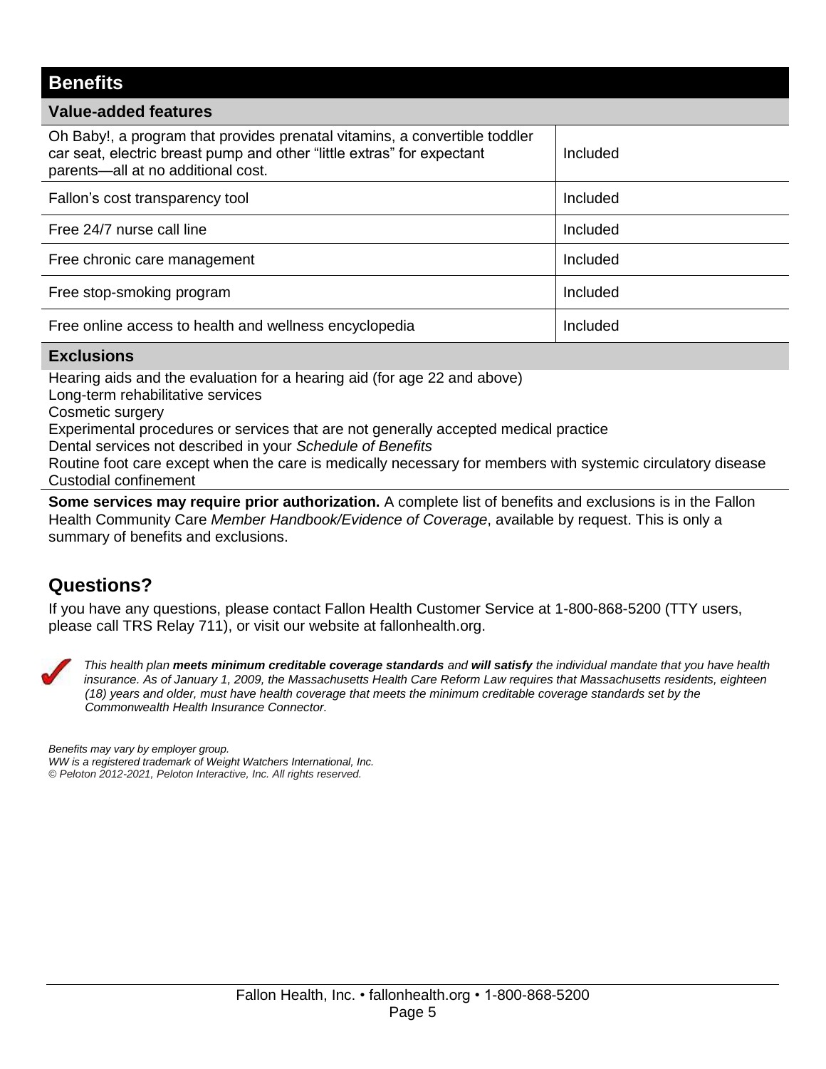## Benefits

### Value-added features

| | |
|---|---|
| Oh Baby!, a program that provides prenatal vitamins, a convertible toddler car seat, electric breast pump and other "little extras" for expectant parents—all at no additional cost. | Included |
| Fallon's cost transparency tool | Included |
| Free 24/7 nurse call line | Included |
| Free chronic care management | Included |
| Free stop-smoking program | Included |
| Free online access to health and wellness encyclopedia | Included |

### Exclusions

Hearing aids and the evaluation for a hearing aid (for age 22 and above)
Long-term rehabilitative services
Cosmetic surgery
Experimental procedures or services that are not generally accepted medical practice
Dental services not described in your *Schedule of Benefits*
Routine foot care except when the care is medically necessary for members with systemic circulatory disease
Custodial confinement

**Some services may require prior authorization.** A complete list of benefits and exclusions is in the Fallon Health Community Care *Member Handbook/Evidence of Coverage*, available by request. This is only a summary of benefits and exclusions.

## Questions?

If you have any questions, please contact Fallon Health Customer Service at 1-800-868-5200 (TTY users, please call TRS Relay 711), or visit our website at fallonhealth.org.

*This health plan **meets minimum creditable coverage standards** and **will satisfy** the individual mandate that you have health insurance. As of January 1, 2009, the Massachusetts Health Care Reform Law requires that Massachusetts residents, eighteen (18) years and older, must have health coverage that meets the minimum creditable coverage standards set by the Commonwealth Health Insurance Connector.*

*Benefits may vary by employer group.*
*WW is a registered trademark of Weight Watchers International, Inc.*
*© Peloton 2012-2021, Peloton Interactive, Inc. All rights reserved.*